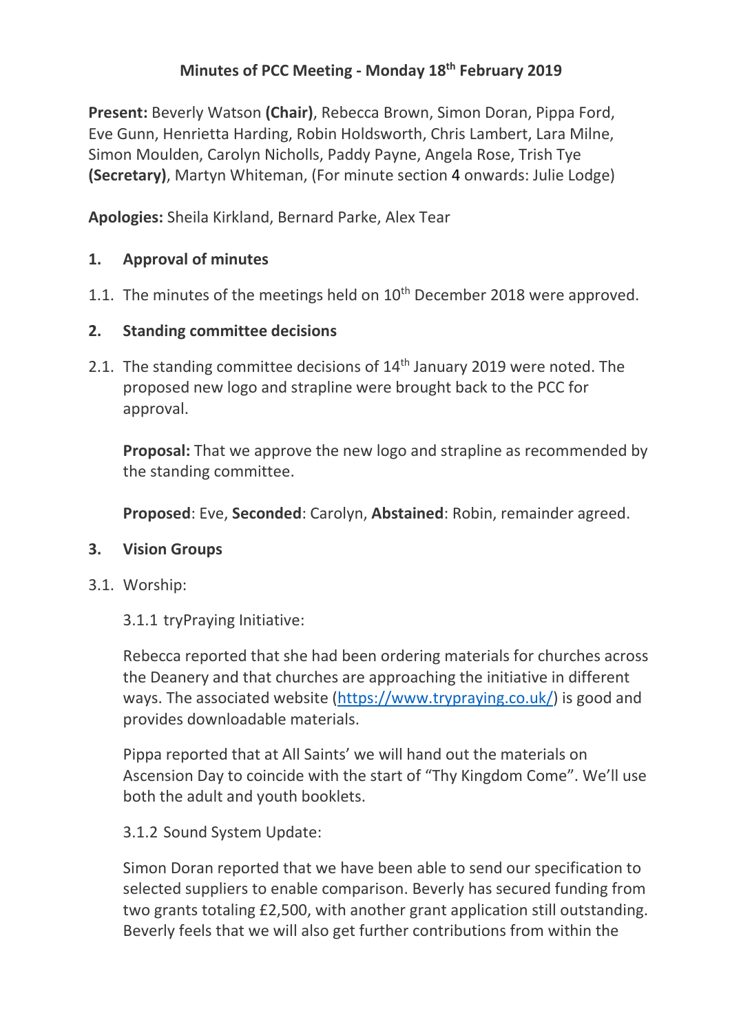# Minutes of PCC Meeting - Monday 18th February 2019

**Present:** Beverly Watson **(Chair)**, Rebecca Brown, Simon Doran, Pippa Ford, Eve Gunn, Henrietta Harding, Robin Holdsworth, Chris Lambert, Lara Milne, Simon Moulden, Carolyn Nicholls, Paddy Payne, Angela Rose, Trish Tye **(Secretary)**, Martyn Whiteman, (For minute section 4 onwards: Julie Lodge)

**Apologies:** Sheila Kirkland, Bernard Parke, Alex Tear

## 1. Approval of minutes

1.1. The minutes of the meetings held on 10th December 2018 were approved.

## 2. Standing committee decisions

2.1. The standing committee decisions of 14th January 2019 were noted. The proposed new logo and strapline were brought back to the PCC for approval.

**Proposal:** That we approve the new logo and strapline as recommended by the standing committee.

**Proposed**: Eve, **Seconded**: Carolyn, **Abstained**: Robin, remainder agreed.

## 3. Vision Groups

3.1. Worship:

3.1.1 tryPraying Initiative:

Rebecca reported that she had been ordering materials for churches across the Deanery and that churches are approaching the initiative in different ways. The associated website (https://www.trypraying.co.uk/) is good and provides downloadable materials.

Pippa reported that at All Saints' we will hand out the materials on Ascension Day to coincide with the start of "Thy Kingdom Come". We'll use both the adult and youth booklets.

3.1.2 Sound System Update:

Simon Doran reported that we have been able to send our specification to selected suppliers to enable comparison. Beverly has secured funding from two grants totaling £2,500, with another grant application still outstanding. Beverly feels that we will also get further contributions from within the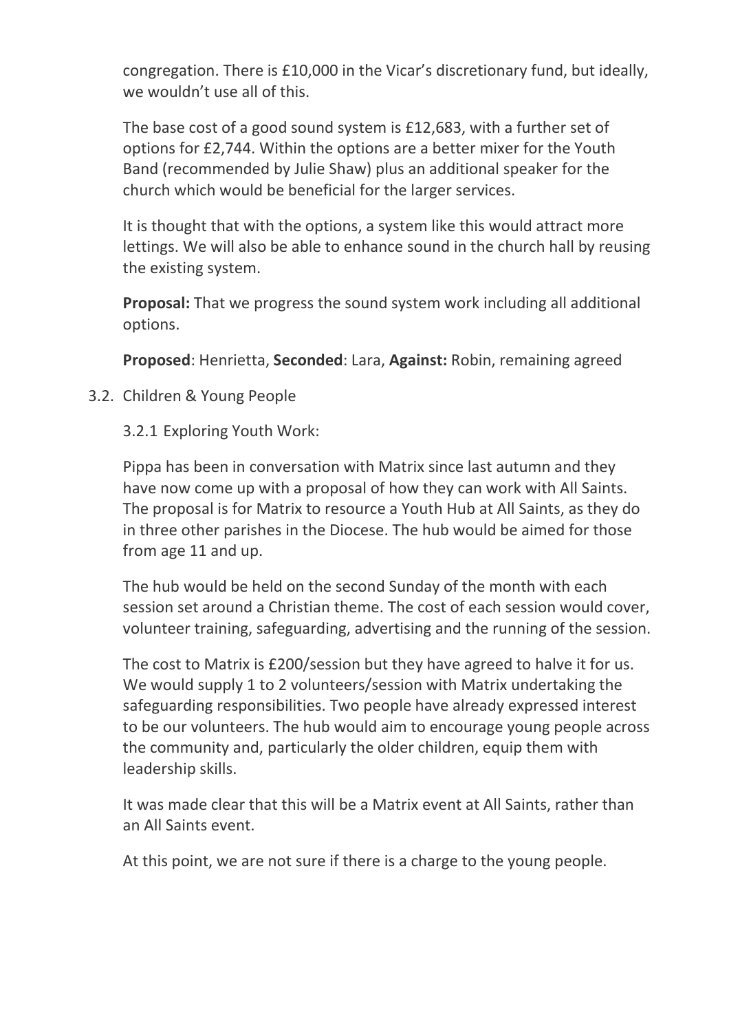congregation. There is £10,000 in the Vicar's discretionary fund, but ideally, we wouldn't use all of this.

The base cost of a good sound system is £12,683, with a further set of options for £2,744. Within the options are a better mixer for the Youth Band (recommended by Julie Shaw) plus an additional speaker for the church which would be beneficial for the larger services.

It is thought that with the options, a system like this would attract more lettings. We will also be able to enhance sound in the church hall by reusing the existing system.

**Proposal:** That we progress the sound system work including all additional options.

**Proposed**: Henrietta, **Seconded**: Lara, **Against:** Robin, remaining agreed

3.2. Children & Young People

3.2.1 Exploring Youth Work:

Pippa has been in conversation with Matrix since last autumn and they have now come up with a proposal of how they can work with All Saints. The proposal is for Matrix to resource a Youth Hub at All Saints, as they do in three other parishes in the Diocese. The hub would be aimed for those from age 11 and up.

The hub would be held on the second Sunday of the month with each session set around a Christian theme. The cost of each session would cover, volunteer training, safeguarding, advertising and the running of the session.

The cost to Matrix is £200/session but they have agreed to halve it for us. We would supply 1 to 2 volunteers/session with Matrix undertaking the safeguarding responsibilities. Two people have already expressed interest to be our volunteers. The hub would aim to encourage young people across the community and, particularly the older children, equip them with leadership skills.

It was made clear that this will be a Matrix event at All Saints, rather than an All Saints event.

At this point, we are not sure if there is a charge to the young people.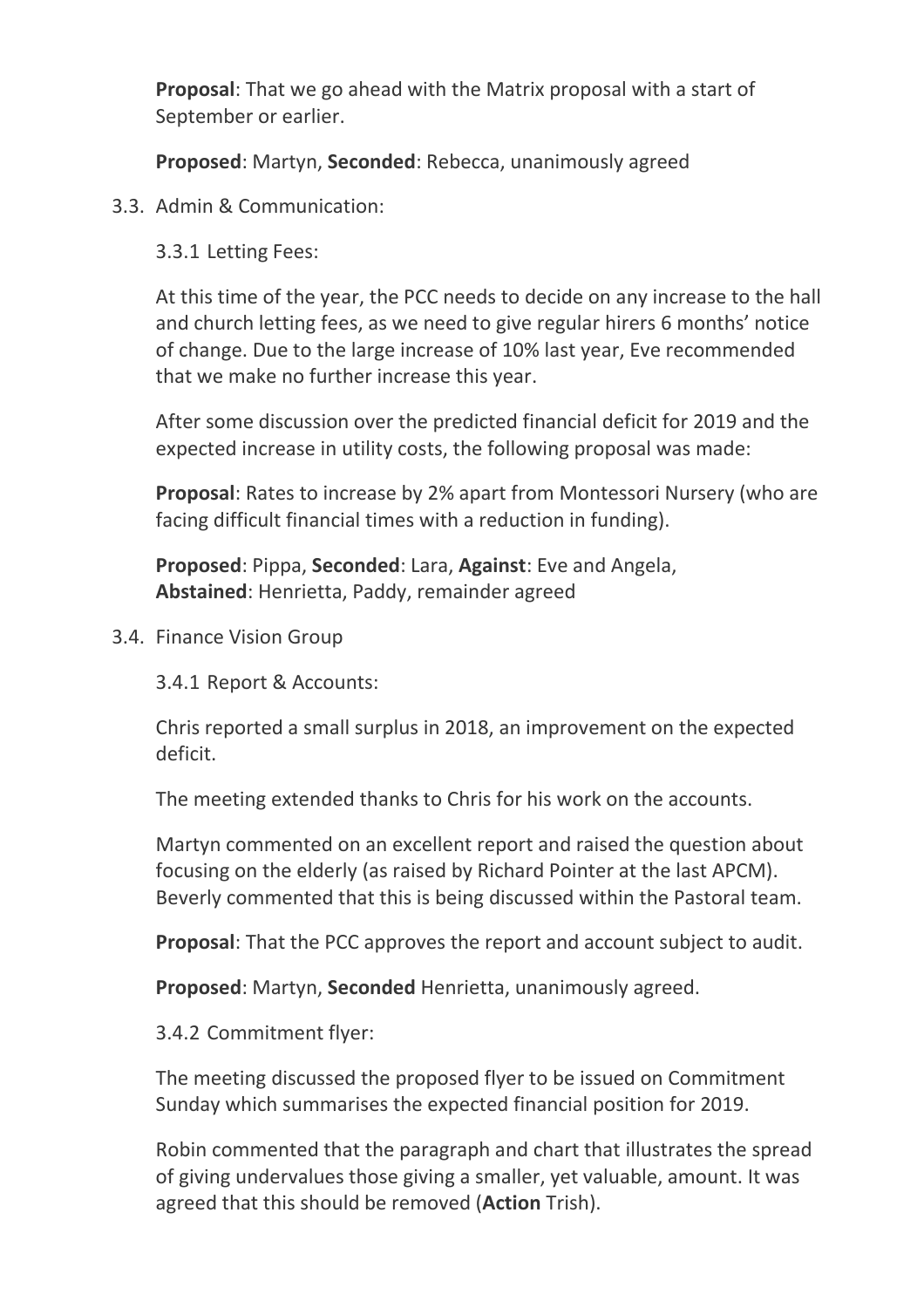**Proposal**: That we go ahead with the Matrix proposal with a start of September or earlier.

**Proposed**: Martyn, **Seconded**: Rebecca, unanimously agreed

3.3. Admin & Communication:

3.3.1 Letting Fees:

At this time of the year, the PCC needs to decide on any increase to the hall and church letting fees, as we need to give regular hirers 6 months' notice of change. Due to the large increase of 10% last year, Eve recommended that we make no further increase this year.

After some discussion over the predicted financial deficit for 2019 and the expected increase in utility costs, the following proposal was made:

**Proposal**: Rates to increase by 2% apart from Montessori Nursery (who are facing difficult financial times with a reduction in funding).

**Proposed**: Pippa, **Seconded**: Lara, **Against**: Eve and Angela, **Abstained**: Henrietta, Paddy, remainder agreed

3.4. Finance Vision Group

3.4.1 Report & Accounts:

Chris reported a small surplus in 2018, an improvement on the expected deficit.

The meeting extended thanks to Chris for his work on the accounts.

Martyn commented on an excellent report and raised the question about focusing on the elderly (as raised by Richard Pointer at the last APCM). Beverly commented that this is being discussed within the Pastoral team.

**Proposal**: That the PCC approves the report and account subject to audit.

**Proposed**: Martyn, **Seconded** Henrietta, unanimously agreed.

3.4.2 Commitment flyer:

The meeting discussed the proposed flyer to be issued on Commitment Sunday which summarises the expected financial position for 2019.

Robin commented that the paragraph and chart that illustrates the spread of giving undervalues those giving a smaller, yet valuable, amount. It was agreed that this should be removed (**Action** Trish).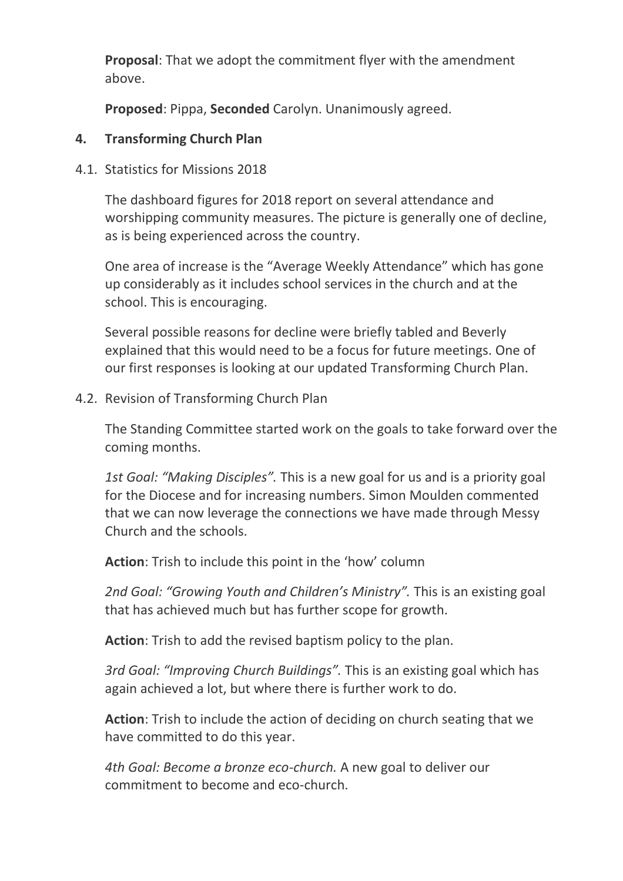**Proposal**: That we adopt the commitment flyer with the amendment above.

**Proposed**: Pippa, **Seconded** Carolyn. Unanimously agreed.

## 4. Transforming Church Plan

4.1. Statistics for Missions 2018

The dashboard figures for 2018 report on several attendance and worshipping community measures. The picture is generally one of decline, as is being experienced across the country.

One area of increase is the "Average Weekly Attendance" which has gone up considerably as it includes school services in the church and at the school. This is encouraging.

Several possible reasons for decline were briefly tabled and Beverly explained that this would need to be a focus for future meetings. One of our first responses is looking at our updated Transforming Church Plan.

4.2. Revision of Transforming Church Plan

The Standing Committee started work on the goals to take forward over the coming months.

*1st Goal: "Making Disciples".* This is a new goal for us and is a priority goal for the Diocese and for increasing numbers. Simon Moulden commented that we can now leverage the connections we have made through Messy Church and the schools.

**Action**: Trish to include this point in the 'how' column

*2nd Goal: "Growing Youth and Children's Ministry".* This is an existing goal that has achieved much but has further scope for growth.

**Action**: Trish to add the revised baptism policy to the plan.

*3rd Goal: "Improving Church Buildings".* This is an existing goal which has again achieved a lot, but where there is further work to do.

**Action**: Trish to include the action of deciding on church seating that we have committed to do this year.

*4th Goal: Become a bronze eco-church.* A new goal to deliver our commitment to become and eco-church.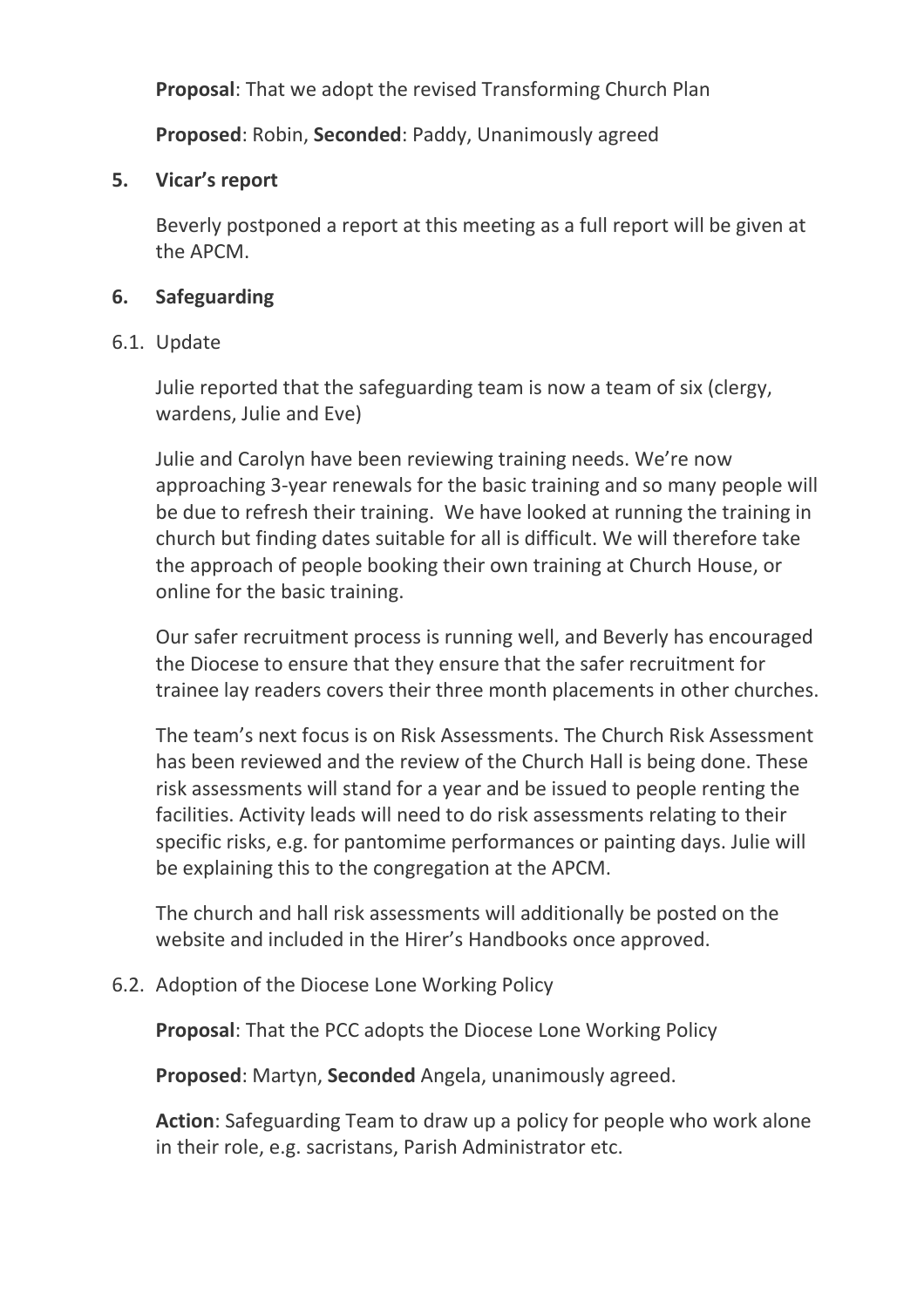**Proposal**: That we adopt the revised Transforming Church Plan

**Proposed**: Robin, **Seconded**: Paddy, Unanimously agreed

## 5. Vicar's report

Beverly postponed a report at this meeting as a full report will be given at the APCM.

## 6. Safeguarding

### 6.1. Update

Julie reported that the safeguarding team is now a team of six (clergy, wardens, Julie and Eve)

Julie and Carolyn have been reviewing training needs. We're now approaching 3-year renewals for the basic training and so many people will be due to refresh their training. We have looked at running the training in church but finding dates suitable for all is difficult. We will therefore take the approach of people booking their own training at Church House, or online for the basic training.

Our safer recruitment process is running well, and Beverly has encouraged the Diocese to ensure that they ensure that the safer recruitment for trainee lay readers covers their three month placements in other churches.

The team's next focus is on Risk Assessments. The Church Risk Assessment has been reviewed and the review of the Church Hall is being done. These risk assessments will stand for a year and be issued to people renting the facilities. Activity leads will need to do risk assessments relating to their specific risks, e.g. for pantomime performances or painting days. Julie will be explaining this to the congregation at the APCM.

The church and hall risk assessments will additionally be posted on the website and included in the Hirer's Handbooks once approved.

### 6.2. Adoption of the Diocese Lone Working Policy

**Proposal**: That the PCC adopts the Diocese Lone Working Policy

**Proposed**: Martyn, **Seconded** Angela, unanimously agreed.

**Action**: Safeguarding Team to draw up a policy for people who work alone in their role, e.g. sacristans, Parish Administrator etc.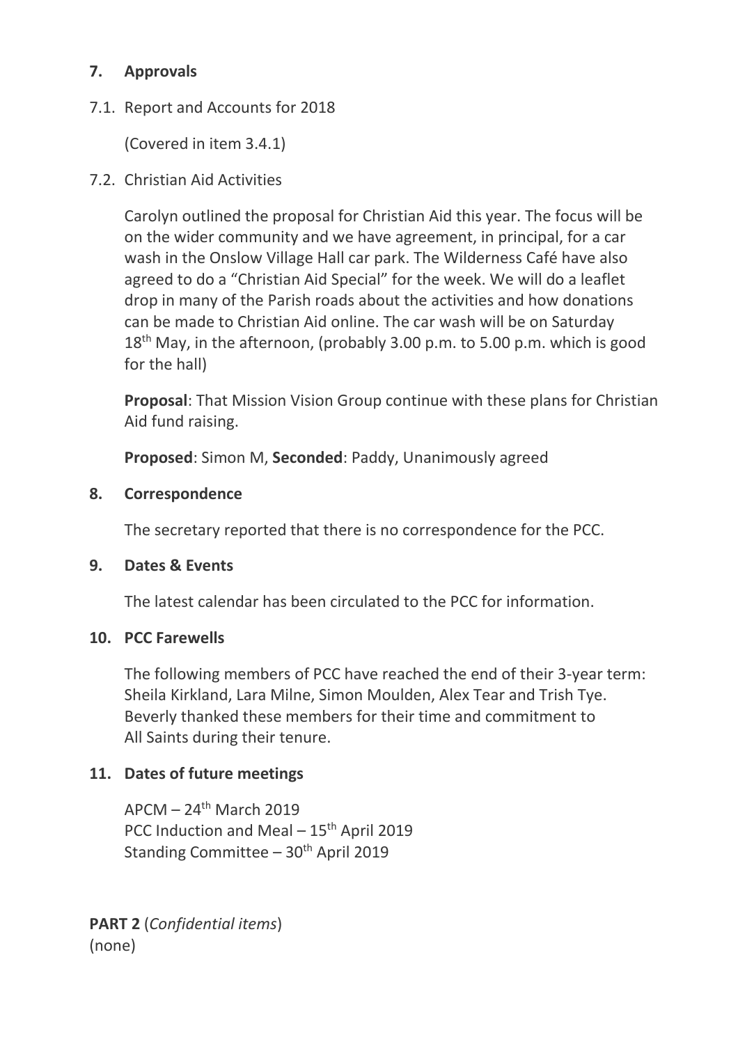## 7. Approvals

7.1. Report and Accounts for 2018

(Covered in item 3.4.1)

7.2. Christian Aid Activities

Carolyn outlined the proposal for Christian Aid this year. The focus will be on the wider community and we have agreement, in principal, for a car wash in the Onslow Village Hall car park. The Wilderness Café have also agreed to do a "Christian Aid Special" for the week. We will do a leaflet drop in many of the Parish roads about the activities and how donations can be made to Christian Aid online. The car wash will be on Saturday 18th May, in the afternoon, (probably 3.00 p.m. to 5.00 p.m. which is good for the hall)

**Proposal**: That Mission Vision Group continue with these plans for Christian Aid fund raising.

**Proposed**: Simon M, **Seconded**: Paddy, Unanimously agreed

## 8. Correspondence

The secretary reported that there is no correspondence for the PCC.

## 9. Dates & Events

The latest calendar has been circulated to the PCC for information.

## 10. PCC Farewells

The following members of PCC have reached the end of their 3-year term: Sheila Kirkland, Lara Milne, Simon Moulden, Alex Tear and Trish Tye. Beverly thanked these members for their time and commitment to All Saints during their tenure.

## 11. Dates of future meetings

APCM – 24th March 2019
PCC Induction and Meal – 15th April 2019
Standing Committee – 30th April 2019

**PART 2** (*Confidential items*)
(none)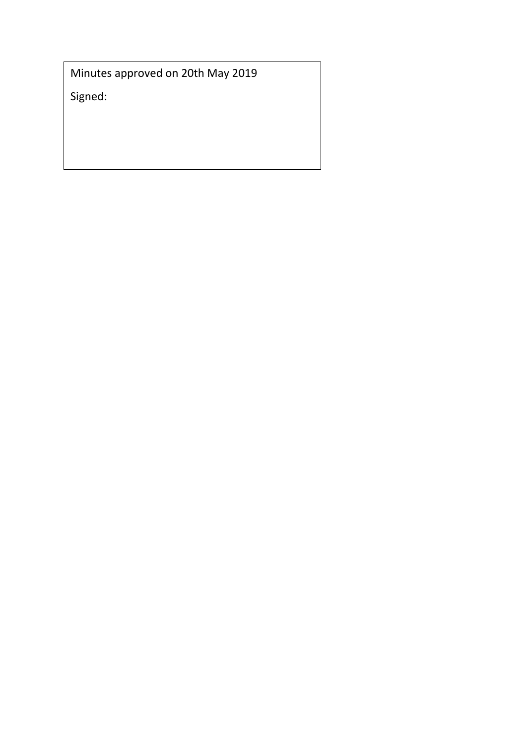Minutes approved on 20th May 2019

Signed: